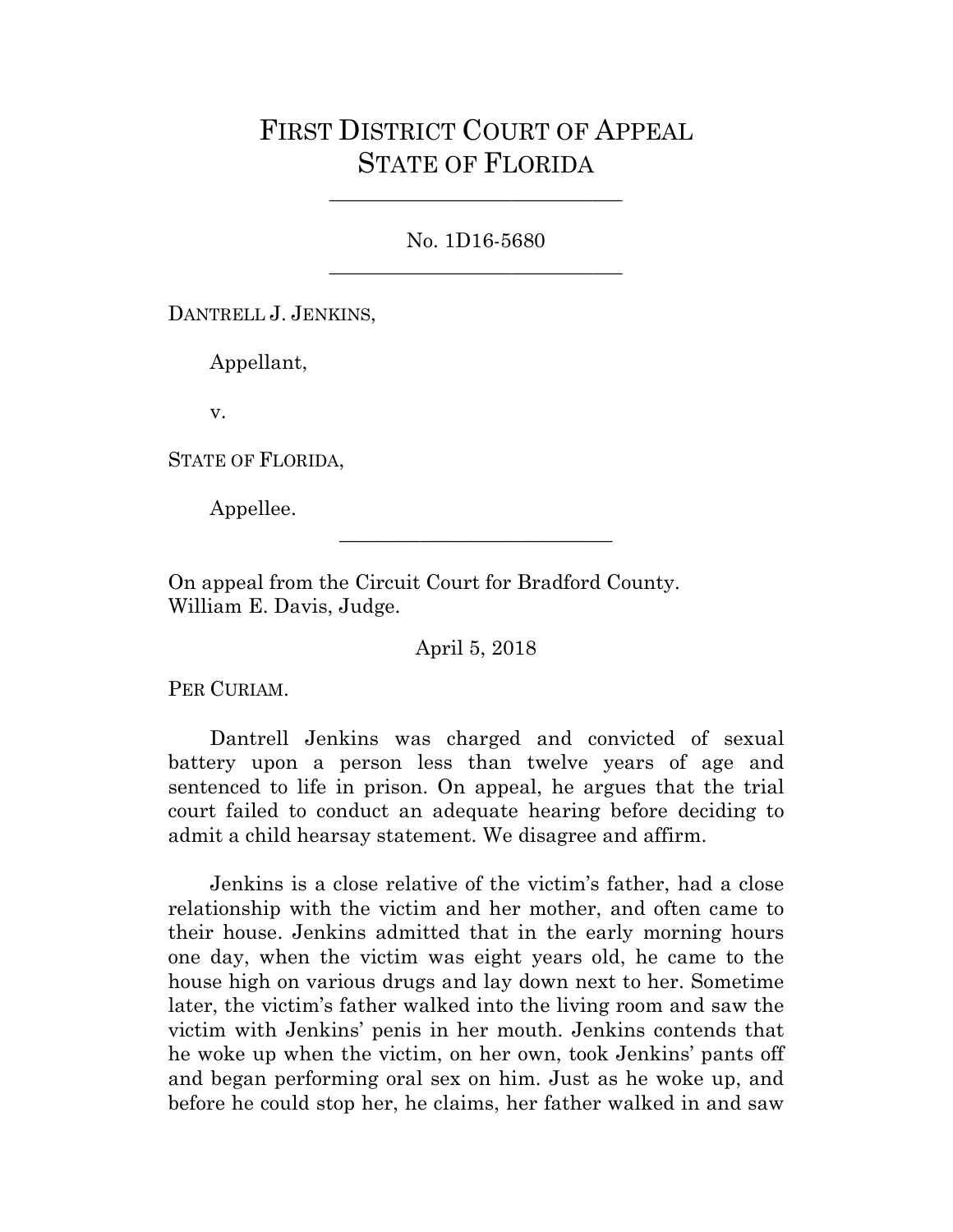# FIRST DISTRICT COURT OF APPEAL
# STATE OF FLORIDA

---

No. 1D16-5680

---

DANTRELL J. JENKINS,

Appellant,

v.

STATE OF FLORIDA,

Appellee.

---

On appeal from the Circuit Court for Bradford County.
William E. Davis, Judge.

April 5, 2018

PER CURIAM.

Dantrell Jenkins was charged and convicted of sexual battery upon a person less than twelve years of age and sentenced to life in prison. On appeal, he argues that the trial court failed to conduct an adequate hearing before deciding to admit a child hearsay statement. We disagree and affirm.

Jenkins is a close relative of the victim's father, had a close relationship with the victim and her mother, and often came to their house. Jenkins admitted that in the early morning hours one day, when the victim was eight years old, he came to the house high on various drugs and lay down next to her. Sometime later, the victim's father walked into the living room and saw the victim with Jenkins' penis in her mouth. Jenkins contends that he woke up when the victim, on her own, took Jenkins' pants off and began performing oral sex on him. Just as he woke up, and before he could stop her, he claims, her father walked in and saw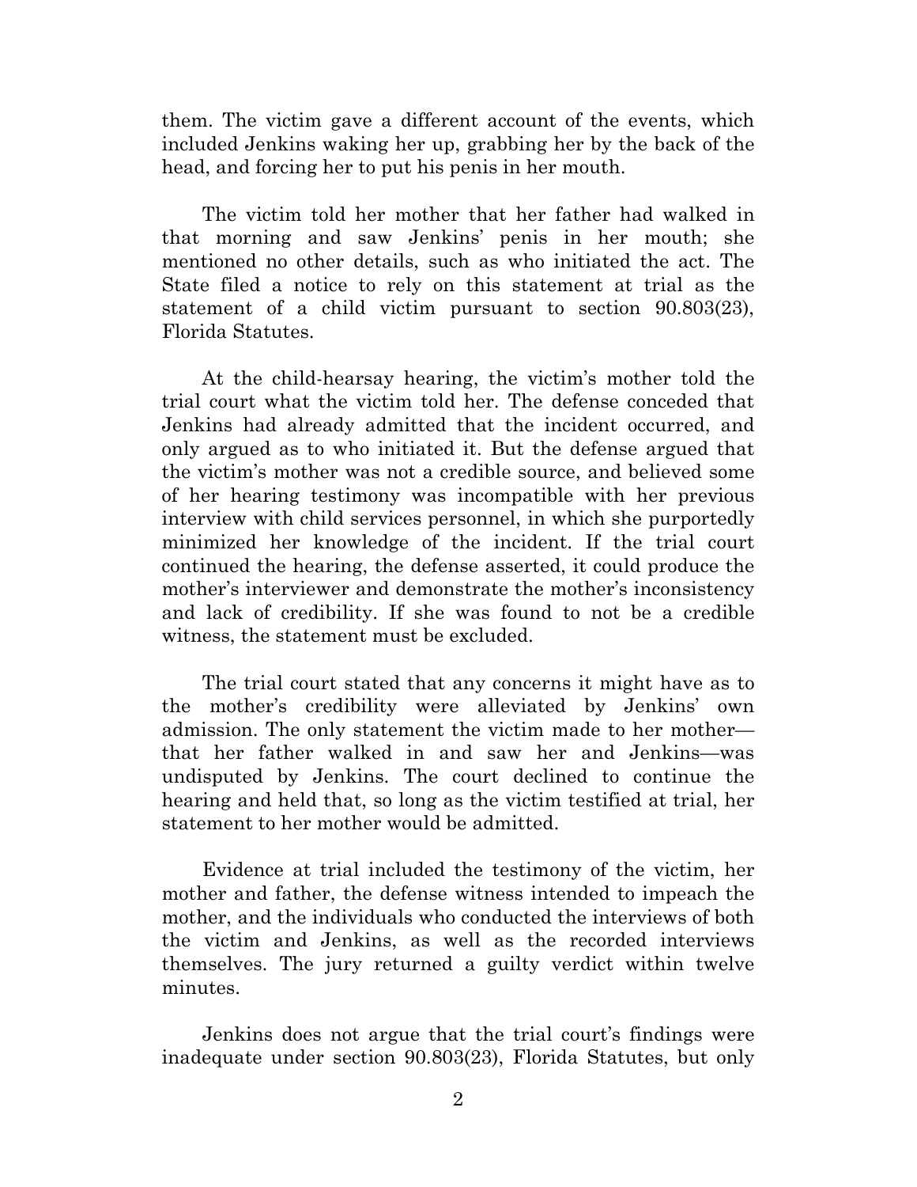them. The victim gave a different account of the events, which included Jenkins waking her up, grabbing her by the back of the head, and forcing her to put his penis in her mouth.

The victim told her mother that her father had walked in that morning and saw Jenkins' penis in her mouth; she mentioned no other details, such as who initiated the act. The State filed a notice to rely on this statement at trial as the statement of a child victim pursuant to section 90.803(23), Florida Statutes.

At the child-hearsay hearing, the victim's mother told the trial court what the victim told her. The defense conceded that Jenkins had already admitted that the incident occurred, and only argued as to who initiated it. But the defense argued that the victim's mother was not a credible source, and believed some of her hearing testimony was incompatible with her previous interview with child services personnel, in which she purportedly minimized her knowledge of the incident. If the trial court continued the hearing, the defense asserted, it could produce the mother's interviewer and demonstrate the mother's inconsistency and lack of credibility. If she was found to not be a credible witness, the statement must be excluded.

The trial court stated that any concerns it might have as to the mother's credibility were alleviated by Jenkins' own admission. The only statement the victim made to her mother—that her father walked in and saw her and Jenkins—was undisputed by Jenkins. The court declined to continue the hearing and held that, so long as the victim testified at trial, her statement to her mother would be admitted.

Evidence at trial included the testimony of the victim, her mother and father, the defense witness intended to impeach the mother, and the individuals who conducted the interviews of both the victim and Jenkins, as well as the recorded interviews themselves. The jury returned a guilty verdict within twelve minutes.

Jenkins does not argue that the trial court's findings were inadequate under section 90.803(23), Florida Statutes, but only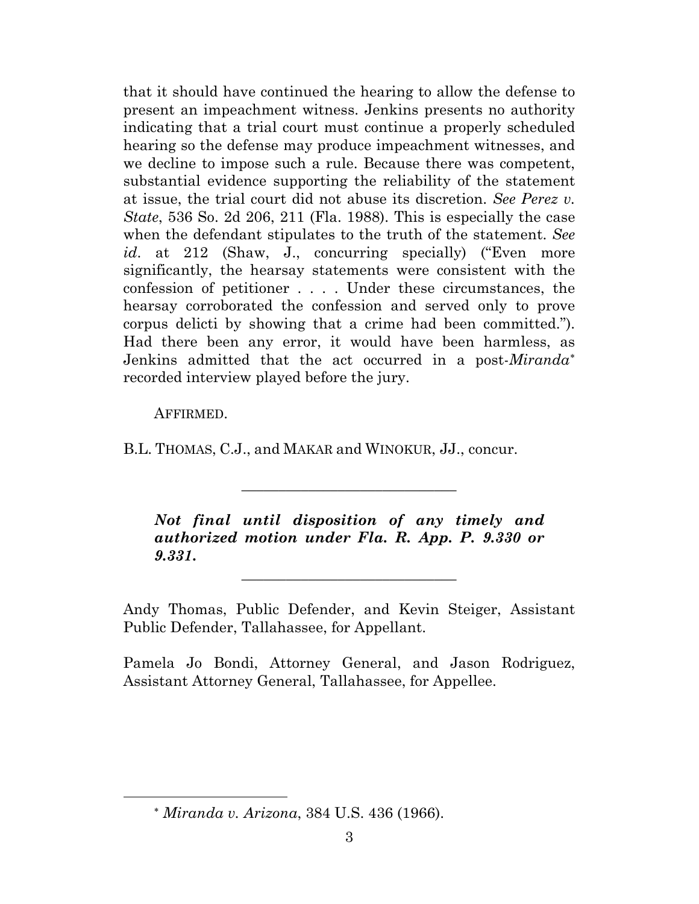that it should have continued the hearing to allow the defense to present an impeachment witness. Jenkins presents no authority indicating that a trial court must continue a properly scheduled hearing so the defense may produce impeachment witnesses, and we decline to impose such a rule. Because there was competent, substantial evidence supporting the reliability of the statement at issue, the trial court did not abuse its discretion. *See Perez v. State*, 536 So. 2d 206, 211 (Fla. 1988). This is especially the case when the defendant stipulates to the truth of the statement. *See id*. at 212 (Shaw, J., concurring specially) ("Even more significantly, the hearsay statements were consistent with the confession of petitioner . . . . Under these circumstances, the hearsay corroborated the confession and served only to prove corpus delicti by showing that a crime had been committed."). Had there been any error, it would have been harmless, as Jenkins admitted that the act occurred in a post-*Miranda*[*] recorded interview played before the jury.

AFFIRMED.

B.L. THOMAS, C.J., and MAKAR and WINOKUR, JJ., concur.

---

***Not final until disposition of any timely and authorized motion under Fla. R. App. P. 9.330 or 9.331.***

---

Andy Thomas, Public Defender, and Kevin Steiger, Assistant Public Defender, Tallahassee, for Appellant.

Pamela Jo Bondi, Attorney General, and Jason Rodriguez, Assistant Attorney General, Tallahassee, for Appellee.

[*] *Miranda v. Arizona*, 384 U.S. 436 (1966).